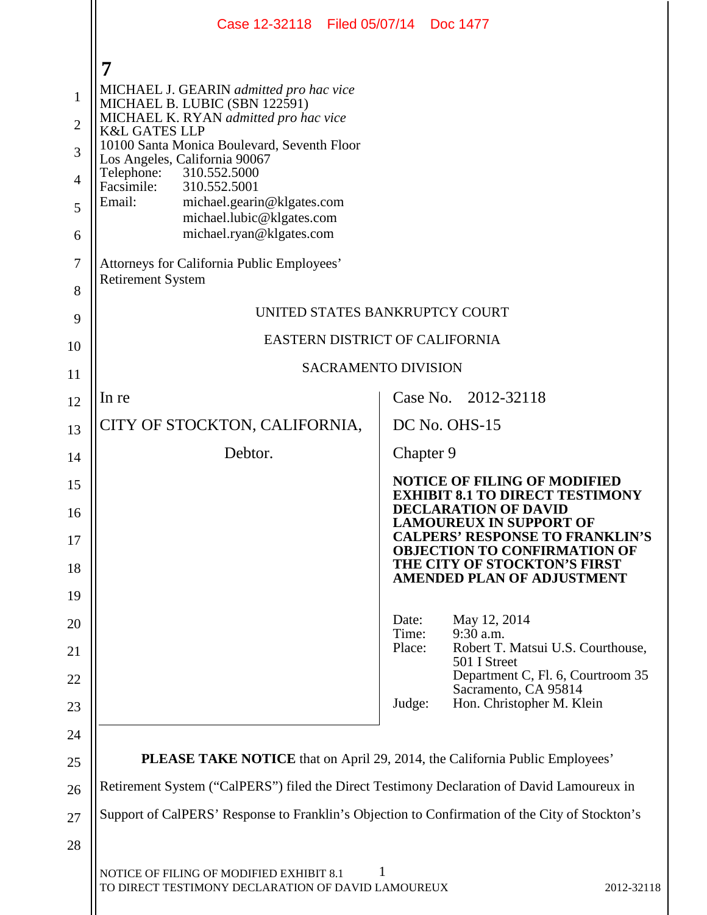MICHAEL J. GEARIN *admitted pro hac vice*
MICHAEL B. LUBIC (SBN 122591)
MICHAEL K. RYAN *admitted pro hac vice*
K&L GATES LLP
10100 Santa Monica Boulevard, Seventh Floor
Los Angeles, California 90067
Telephone: 310.552.5000
Facsimile: 310.552.5001
Email: michael.gearin@klgates.com
michael.lubic@klgates.com
michael.ryan@klgates.com

Attorneys for California Public Employees' Retirement System

UNITED STATES BANKRUPTCY COURT

EASTERN DISTRICT OF CALIFORNIA

SACRAMENTO DIVISION

| | |
|---|---|
| In re<br><br>CITY OF STOCKTON, CALIFORNIA,<br><br>Debtor. | Case No. 2012-32118<br><br>DC No. OHS-15<br><br>Chapter 9<br><br>**NOTICE OF FILING OF MODIFIED EXHIBIT 8.1 TO DIRECT TESTIMONY DECLARATION OF DAVID LAMOUREUX IN SUPPORT OF CALPERS' RESPONSE TO FRANKLIN'S OBJECTION TO CONFIRMATION OF THE CITY OF STOCKTON'S FIRST AMENDED PLAN OF ADJUSTMENT**<br><br>Date: May 12, 2014<br>Time: 9:30 a.m.<br>Place: Robert T. Matsui U.S. Courthouse, 501 I Street, Department C, Fl. 6, Courtroom 35, Sacramento, CA 95814<br>Judge: Hon. Christopher M. Klein |

**PLEASE TAKE NOTICE** that on April 29, 2014, the California Public Employees' Retirement System ("CalPERS") filed the Direct Testimony Declaration of David Lamoureux in Support of CalPERS' Response to Franklin's Objection to Confirmation of the City of Stockton's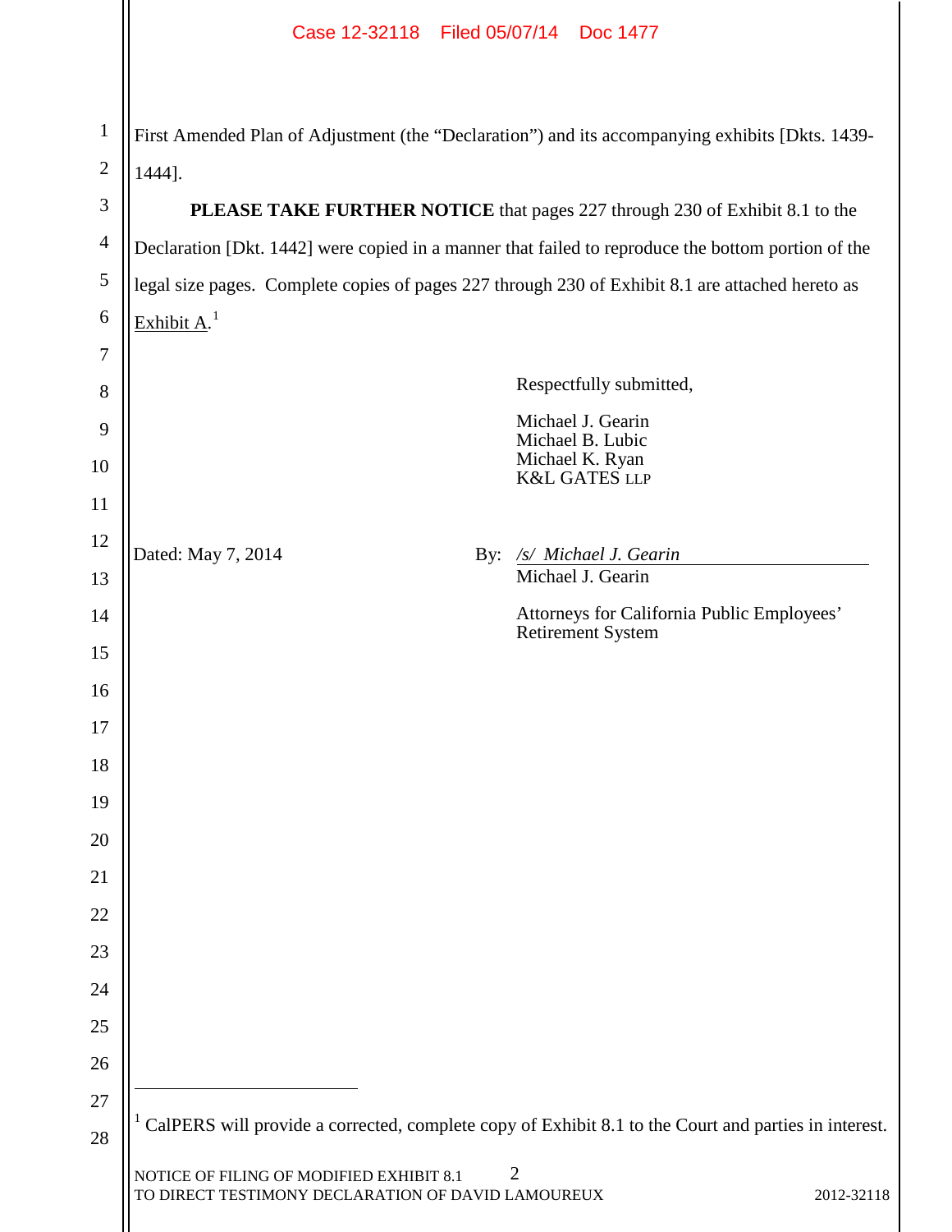First Amended Plan of Adjustment (the "Declaration") and its accompanying exhibits [Dkts. 1439-1444].

**PLEASE TAKE FURTHER NOTICE** that pages 227 through 230 of Exhibit 8.1 to the Declaration [Dkt. 1442] were copied in a manner that failed to reproduce the bottom portion of the legal size pages. Complete copies of pages 227 through 230 of Exhibit 8.1 are attached hereto as Exhibit A.[1]

Respectfully submitted,

Michael J. Gearin
Michael B. Lubic
Michael K. Ryan
K&L GATES LLP

Dated: May 7, 2014

By: */s/ Michael J. Gearin*
Michael J. Gearin

Attorneys for California Public Employees' Retirement System

[1] CalPERS will provide a corrected, complete copy of Exhibit 8.1 to the Court and parties in interest.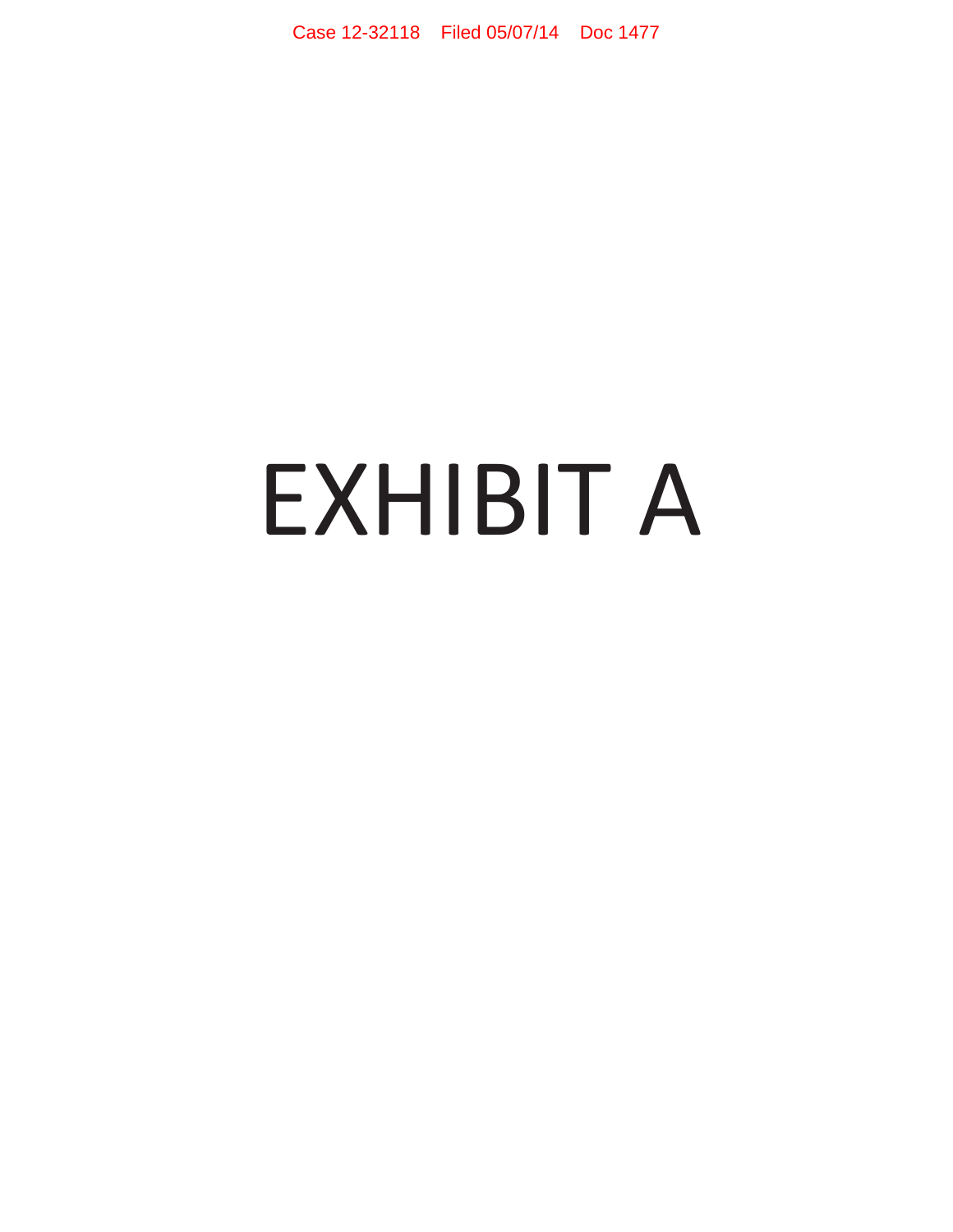# EXHIBIT A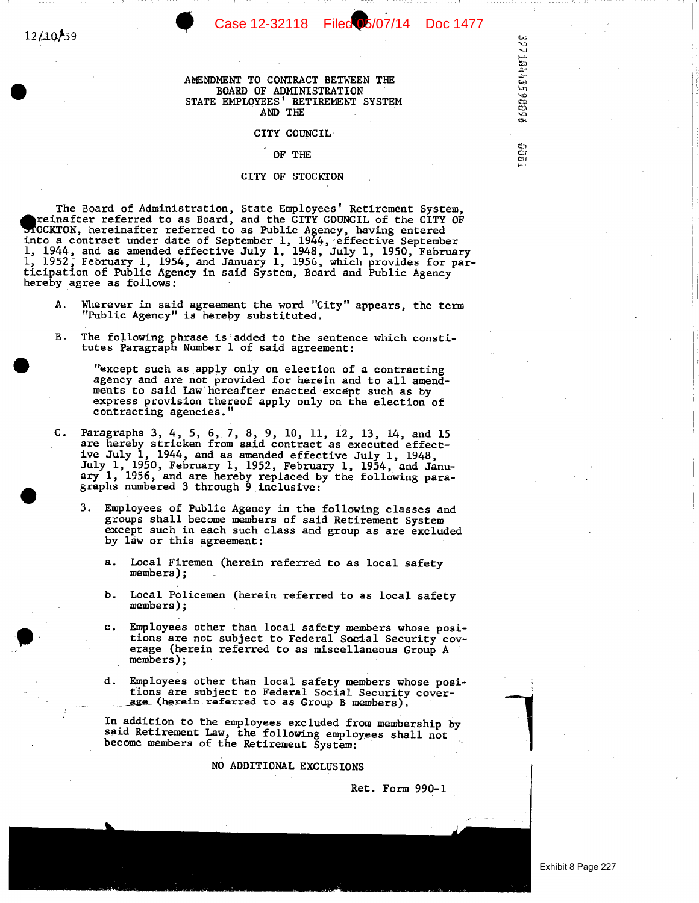12/10/59

AMENDMENT TO CONTRACT BETWEEN THE
BOARD OF ADMINISTRATION
STATE EMPLOYEES' RETIREMENT SYSTEM
AND THE

CITY COUNCIL

OF THE

CITY OF STOCKTON

The Board of Administration, State Employees' Retirement System, hereinafter referred to as Board, and the CITY COUNCIL of the CITY OF STOCKTON, hereinafter referred to as Public Agency, having entered into a contract under date of September 1, 1944, effective September 1, 1944, and as amended effective July 1, 1948, July 1, 1950, February 1, 1952, February 1, 1954, and January 1, 1956, which provides for participation of Public Agency in said System, Board and Public Agency hereby agree as follows:

A. Wherever in said agreement the word "City" appears, the term "Public Agency" is hereby substituted.

B. The following phrase is added to the sentence which constitutes Paragraph Number 1 of said agreement:

   "except such as apply only on election of a contracting agency and are not provided for herein and to all amendments to said Law hereafter enacted except such as by express provision thereof apply only on the election of contracting agencies."

C. Paragraphs 3, 4, 5, 6, 7, 8, 9, 10, 11, 12, 13, 14, and 15 are hereby stricken from said contract as executed effective July 1, 1944, and as amended effective July 1, 1948, July 1, 1950, February 1, 1952, February 1, 1954, and January 1, 1956, and are hereby replaced by the following paragraphs numbered 3 through 9 inclusive:

   3. Employees of Public Agency in the following classes and groups shall become members of said Retirement System except such in each such class and group as are excluded by law or this agreement:

      a. Local Firemen (herein referred to as local safety members);

      b. Local Policemen (herein referred to as local safety members);

      c. Employees other than local safety members whose positions are not subject to Federal Social Security coverage (herein referred to as miscellaneous Group A members);

      d. Employees other than local safety members whose positions are subject to Federal Social Security coverage (herein referred to as Group B members).

   In addition to the employees excluded from membership by said Retirement Law, the following employees shall not become members of the Retirement System:

   NO ADDITIONAL EXCLUSIONS

Ret. Form 990-1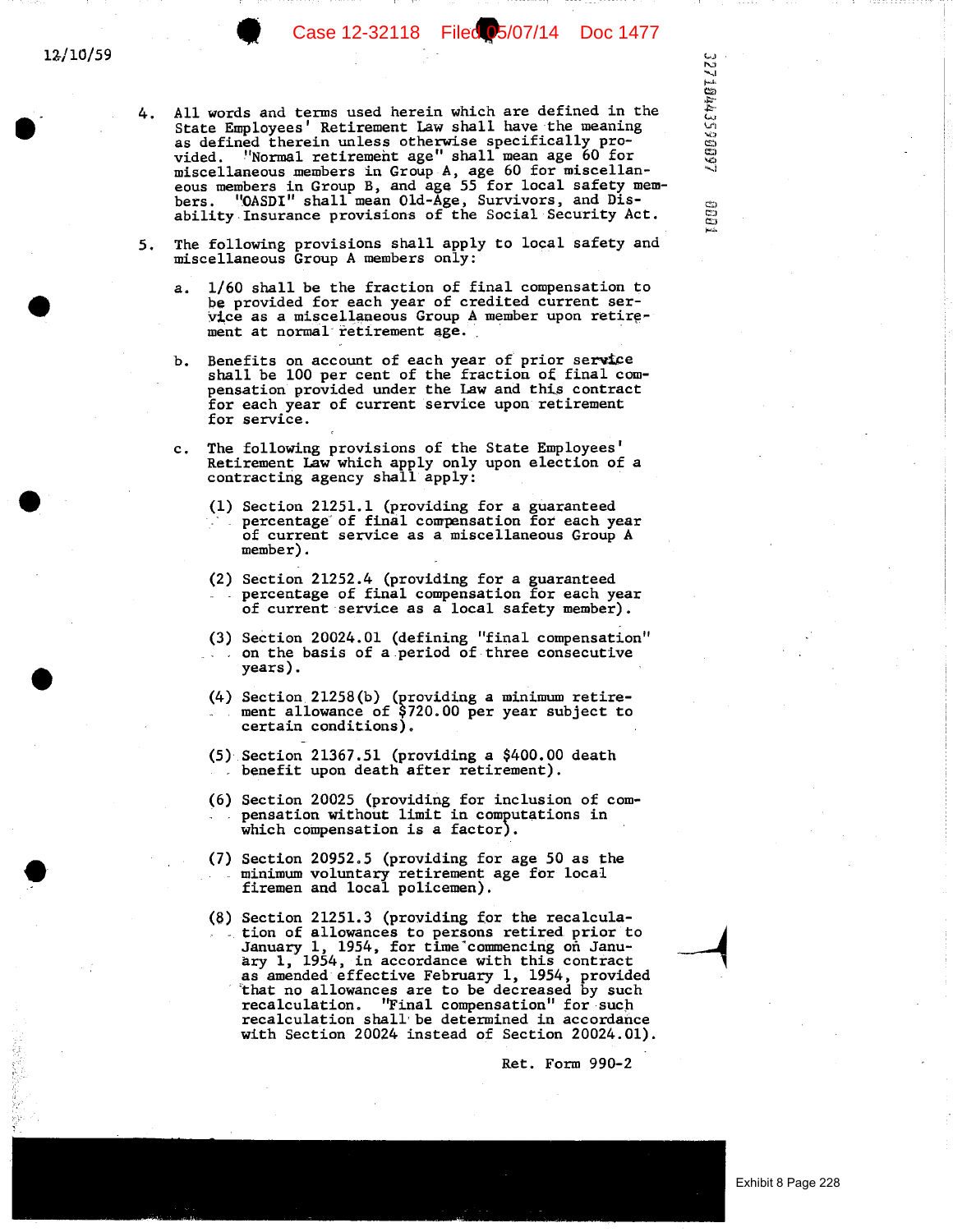12/10/59

4. All words and terms used herein which are defined in the State Employees' Retirement Law shall have the meaning as defined therein unless otherwise specifically provided. "Normal retirement age" shall mean age 60 for miscellaneous members in Group A, age 60 for miscellaneous members in Group B, and age 55 for local safety members. "OASDI" shall mean Old-Age, Survivors, and Disability Insurance provisions of the Social Security Act.

5. The following provisions shall apply to local safety and miscellaneous Group A members only:

   a. 1/60 shall be the fraction of final compensation to be provided for each year of credited current service as a miscellaneous Group A member upon retirement at normal retirement age.

   b. Benefits on account of each year of prior service shall be 100 per cent of the fraction of final compensation provided under the Law and this contract for each year of current service upon retirement for service.

   c. The following provisions of the State Employees' Retirement Law which apply only upon election of a contracting agency shall apply:

      (1) Section 21251.1 (providing for a guaranteed percentage of final compensation for each year of current service as a miscellaneous Group A member).

      (2) Section 21252.4 (providing for a guaranteed percentage of final compensation for each year of current service as a local safety member).

      (3) Section 20024.01 (defining "final compensation" on the basis of a period of three consecutive years).

      (4) Section 21258(b) (providing a minimum retirement allowance of $720.00 per year subject to certain conditions).

      (5) Section 21367.51 (providing a $400.00 death benefit upon death after retirement).

      (6) Section 20025 (providing for inclusion of compensation without limit in computations in which compensation is a factor).

      (7) Section 20952.5 (providing for age 50 as the minimum voluntary retirement age for local firemen and local policemen).

      (8) Section 21251.3 (providing for the recalculation of allowances to persons retired prior to January 1, 1954, for time commencing on January 1, 1954, in accordance with this contract as amended effective February 1, 1954, provided that no allowances are to be decreased by such recalculation. "Final compensation" for such recalculation shall be determined in accordance with Section 20024 instead of Section 20024.01).

Ret. Form 990-2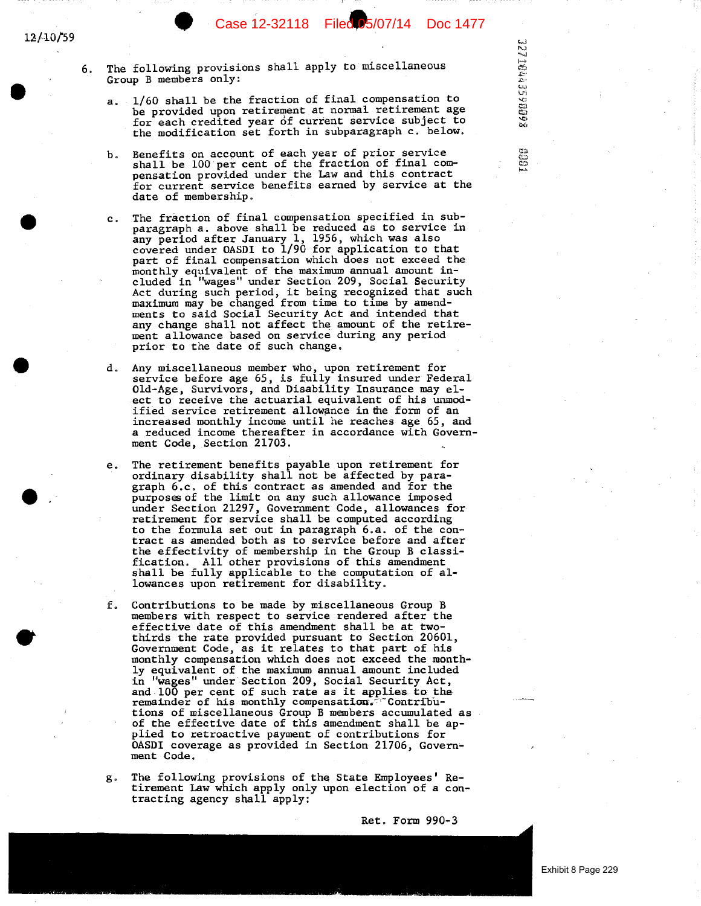12/10/59

6. The following provisions shall apply to miscellaneous Group B members only:

   a. 1/60 shall be the fraction of final compensation to be provided upon retirement at normal retirement age for each credited year of current service subject to the modification set forth in subparagraph c. below.

   b. Benefits on account of each year of prior service shall be 100 per cent of the fraction of final compensation provided under the Law and this contract for current service benefits earned by service at the date of membership.

   c. The fraction of final compensation specified in subparagraph a. above shall be reduced as to service in any period after January 1, 1956, which was also covered under OASDI to 1/90 for application to that part of final compensation which does not exceed the monthly equivalent of the maximum annual amount included in "wages" under Section 209, Social Security Act during such period, it being recognized that such maximum may be changed from time to time by amendments to said Social Security Act and intended that any change shall not affect the amount of the retirement allowance based on service during any period prior to the date of such change.

   d. Any miscellaneous member who, upon retirement for service before age 65, is fully insured under Federal Old-Age, Survivors, and Disability Insurance may elect to receive the actuarial equivalent of his unmodified service retirement allowance in the form of an increased monthly income until he reaches age 65, and a reduced income thereafter in accordance with Government Code, Section 21703.

   e. The retirement benefits payable upon retirement for ordinary disability shall not be affected by paragraph 6.c. of this contract as amended and for the purposes of the limit on any such allowance imposed under Section 21297, Government Code, allowances for retirement for service shall be computed according to the formula set out in paragraph 6.a. of the contract as amended both as to service before and after the effectivity of membership in the Group B classification. All other provisions of this amendment shall be fully applicable to the computation of allowances upon retirement for disability.

   f. Contributions to be made by miscellaneous Group B members with respect to service rendered after the effective date of this amendment shall be at two-thirds the rate provided pursuant to Section 20601, Government Code, as it relates to that part of his monthly compensation which does not exceed the monthly equivalent of the maximum annual amount included in "wages" under Section 209, Social Security Act, and 100 per cent of such rate as it applies to the remainder of his monthly compensation. Contributions of miscellaneous Group B members accumulated as of the effective date of this amendment shall be applied to retroactive payment of contributions for OASDI coverage as provided in Section 21706, Government Code.

   g. The following provisions of the State Employees' Retirement Law which apply only upon election of a contracting agency shall apply:

Ret. Form 990-3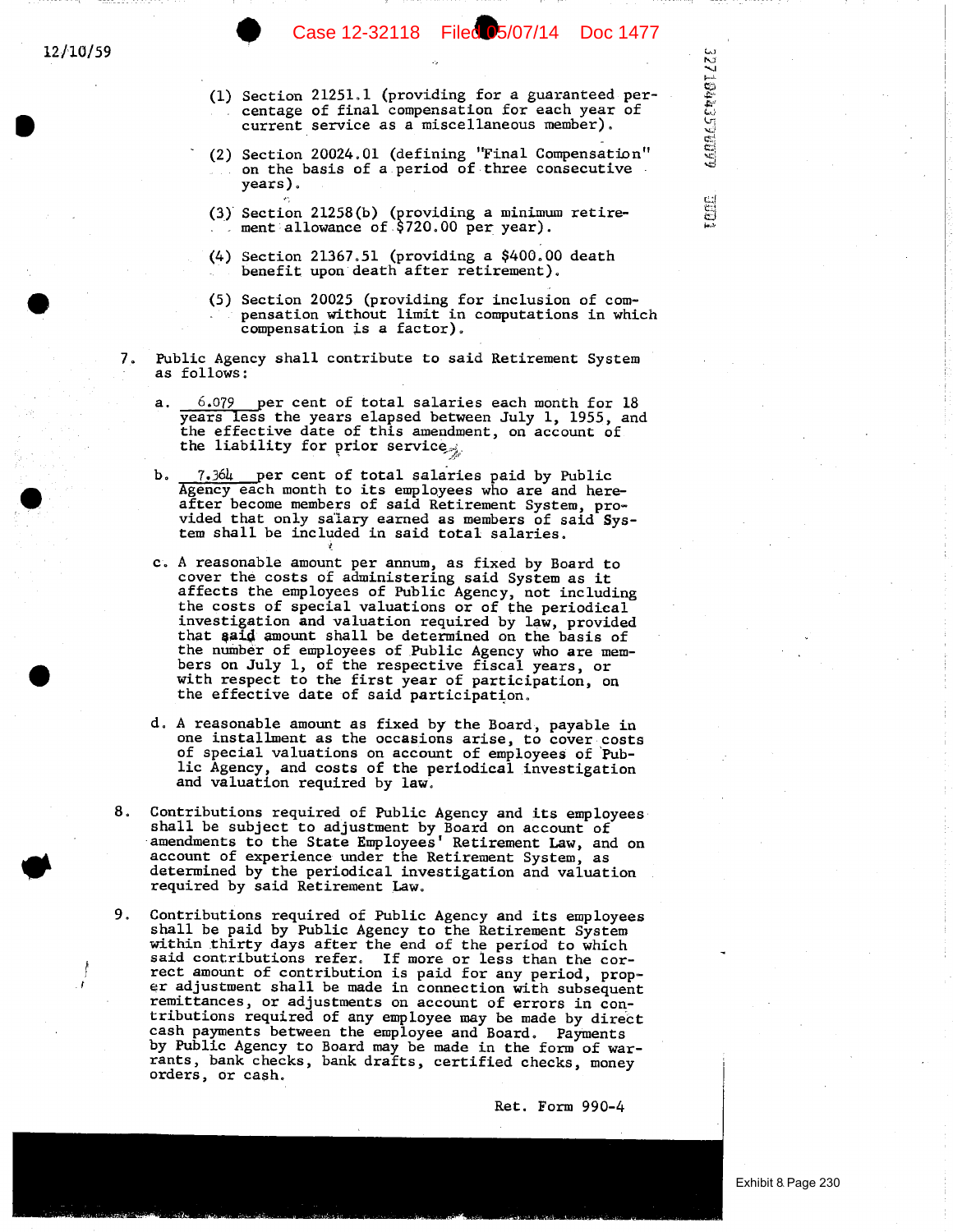12/10/59

(1) Section 21251.1 (providing for a guaranteed percentage of final compensation for each year of current service as a miscellaneous member).

(2) Section 20024.01 (defining "Final Compensation" on the basis of a period of three consecutive years).

(3) Section 21258(b) (providing a minimum retirement allowance of $720.00 per year).

(4) Section 21367.51 (providing a $400.00 death benefit upon death after retirement).

(5) Section 20025 (providing for inclusion of compensation without limit in computations in which compensation is a factor).

7. Public Agency shall contribute to said Retirement System as follows:

a. 6.079 per cent of total salaries each month for 18 years less the years elapsed between July 1, 1955, and the effective date of this amendment, on account of the liability for prior service.

b. 7.364 per cent of total salaries paid by Public Agency each month to its employees who are and hereafter become members of said Retirement System, provided that only salary earned as members of said System shall be included in said total salaries.

c. A reasonable amount per annum, as fixed by Board to cover the costs of administering said System as it affects the employees of Public Agency, not including the costs of special valuations or of the periodical investigation and valuation required by law, provided that said amount shall be determined on the basis of the number of employees of Public Agency who are members on July 1, of the respective fiscal years, or with respect to the first year of participation, on the effective date of said participation.

d. A reasonable amount as fixed by the Board, payable in one installment as the occasions arise, to cover costs of special valuations on account of employees of Public Agency, and costs of the periodical investigation and valuation required by law.

8. Contributions required of Public Agency and its employees shall be subject to adjustment by Board on account of amendments to the State Employees' Retirement Law, and on account of experience under the Retirement System, as determined by the periodical investigation and valuation required by said Retirement Law.

9. Contributions required of Public Agency and its employees shall be paid by Public Agency to the Retirement System within thirty days after the end of the period to which said contributions refer. If more or less than the correct amount of contribution is paid for any period, proper adjustment shall be made in connection with subsequent remittances, or adjustments on account of errors in contributions required of any employee may be made by direct cash payments between the employee and Board. Payments by Public Agency to Board may be made in the form of warrants, bank checks, bank drafts, certified checks, money orders, or cash.

Ret. Form 990-4